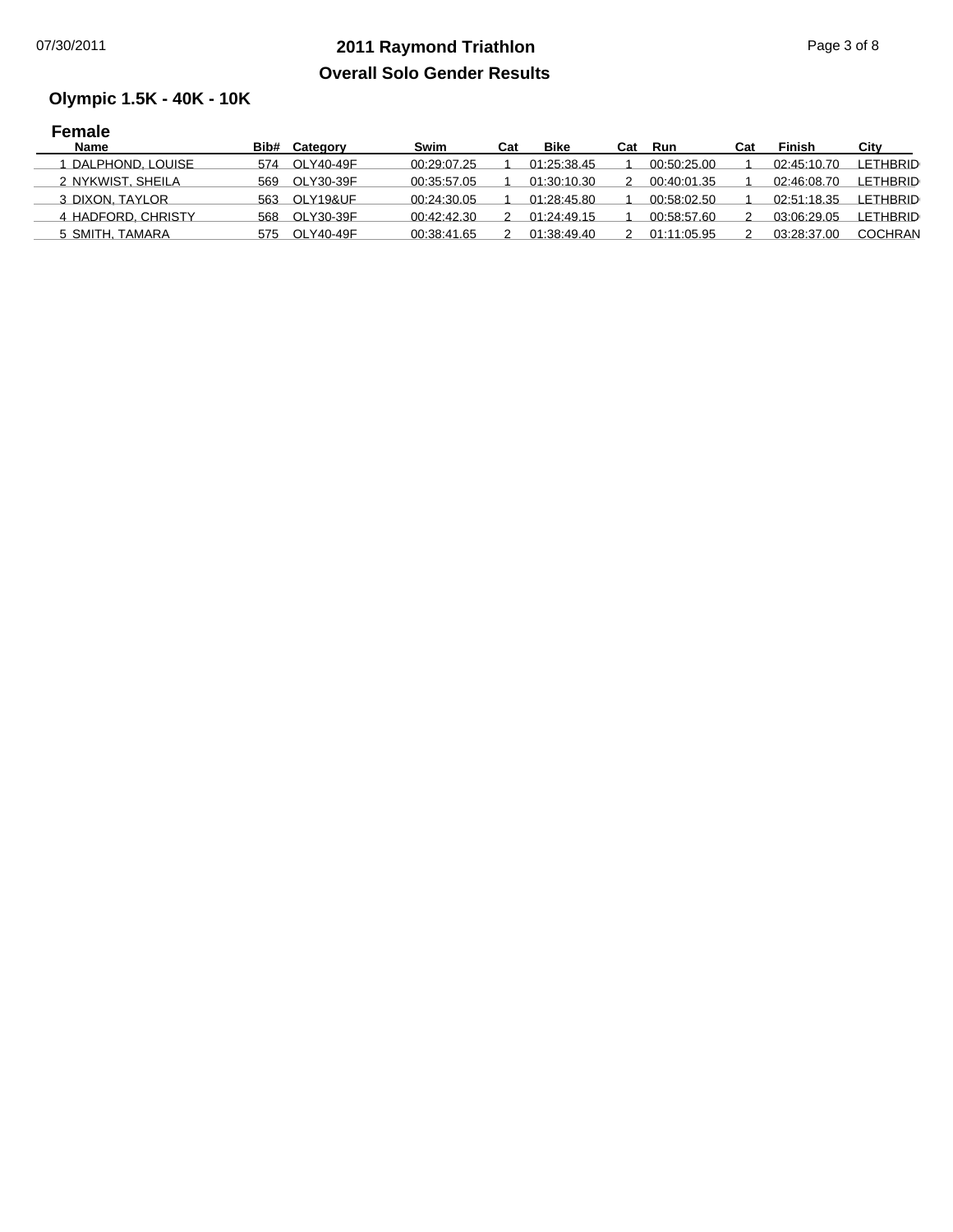# 2011 Raymond Triathlon

## Overall Solo Gender Results

### Olympic 1.5K - 40K - 10K

#### Female

| Name | Bib# | Category | Swim | Cat | Bike | Cat | Run | Cat | Finish | City |
|---|---|---|---|---|---|---|---|---|---|---|
| 1 DALPHOND, LOUISE | 574 | OLY40-49F | 00:29:07.25 | 1 | 01:25:38.45 | 1 | 00:50:25.00 | 1 | 02:45:10.70 | LETHBRID |
| 2 NYKWIST, SHEILA | 569 | OLY30-39F | 00:35:57.05 | 1 | 01:30:10.30 | 2 | 00:40:01.35 | 1 | 02:46:08.70 | LETHBRID |
| 3 DIXON, TAYLOR | 563 | OLY19&UF | 00:24:30.05 | 1 | 01:28:45.80 | 1 | 00:58:02.50 | 1 | 02:51:18.35 | LETHBRID |
| 4 HADFORD, CHRISTY | 568 | OLY30-39F | 00:42:42.30 | 2 | 01:24:49.15 | 1 | 00:58:57.60 | 2 | 03:06:29.05 | LETHBRID |
| 5 SMITH, TAMARA | 575 | OLY40-49F | 00:38:41.65 | 2 | 01:38:49.40 | 2 | 01:11:05.95 | 2 | 03:28:37.00 | COCHRAN |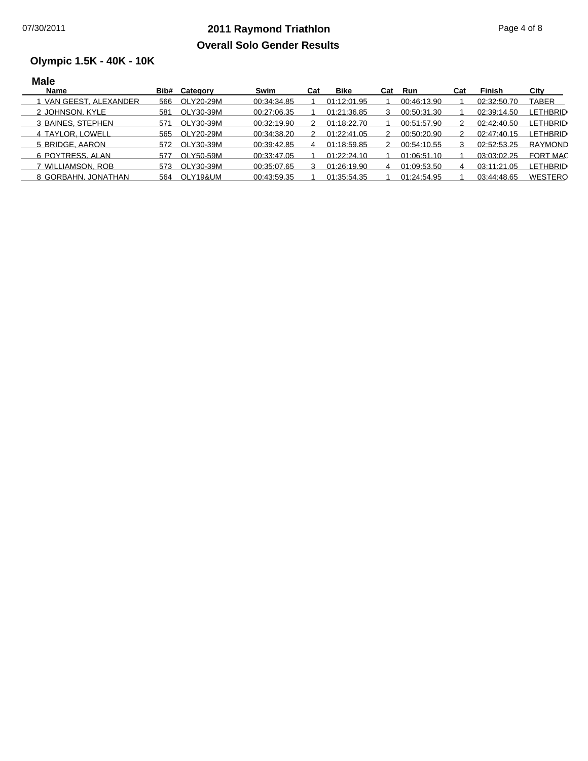# 2011 Raymond Triathlon

## Overall Solo Gender Results

### Olympic 1.5K - 40K - 10K

**Male**

| Name | Bib# | Category | Swim | Cat | Bike | Cat | Run | Cat | Finish | City |
|---|---|---|---|---|---|---|---|---|---|---|
| 1 VAN GEEST, ALEXANDER | 566 | OLY20-29M | 00:34:34.85 | 1 | 01:12:01.95 | 1 | 00:46:13.90 | 1 | 02:32:50.70 | TABER |
| 2 JOHNSON, KYLE | 581 | OLY30-39M | 00:27:06.35 | 1 | 01:21:36.85 | 3 | 00:50:31.30 | 1 | 02:39:14.50 | LETHBRID |
| 3 BAINES, STEPHEN | 571 | OLY30-39M | 00:32:19.90 | 2 | 01:18:22.70 | 1 | 00:51:57.90 | 2 | 02:42:40.50 | LETHBRID |
| 4 TAYLOR, LOWELL | 565 | OLY20-29M | 00:34:38.20 | 2 | 01:22:41.05 | 2 | 00:50:20.90 | 2 | 02:47:40.15 | LETHBRID |
| 5 BRIDGE, AARON | 572 | OLY30-39M | 00:39:42.85 | 4 | 01:18:59.85 | 2 | 00:54:10.55 | 3 | 02:52:53.25 | RAYMOND |
| 6 POYTRESS, ALAN | 577 | OLY50-59M | 00:33:47.05 | 1 | 01:22:24.10 | 1 | 01:06:51.10 | 1 | 03:03:02.25 | FORT MAC |
| 7 WILLIAMSON, ROB | 573 | OLY30-39M | 00:35:07.65 | 3 | 01:26:19.90 | 4 | 01:09:53.50 | 4 | 03:11:21.05 | LETHBRID |
| 8 GORBAHN, JONATHAN | 564 | OLY19&UM | 00:43:59.35 | 1 | 01:35:54.35 | 1 | 01:24:54.95 | 1 | 03:44:48.65 | WESTERO |